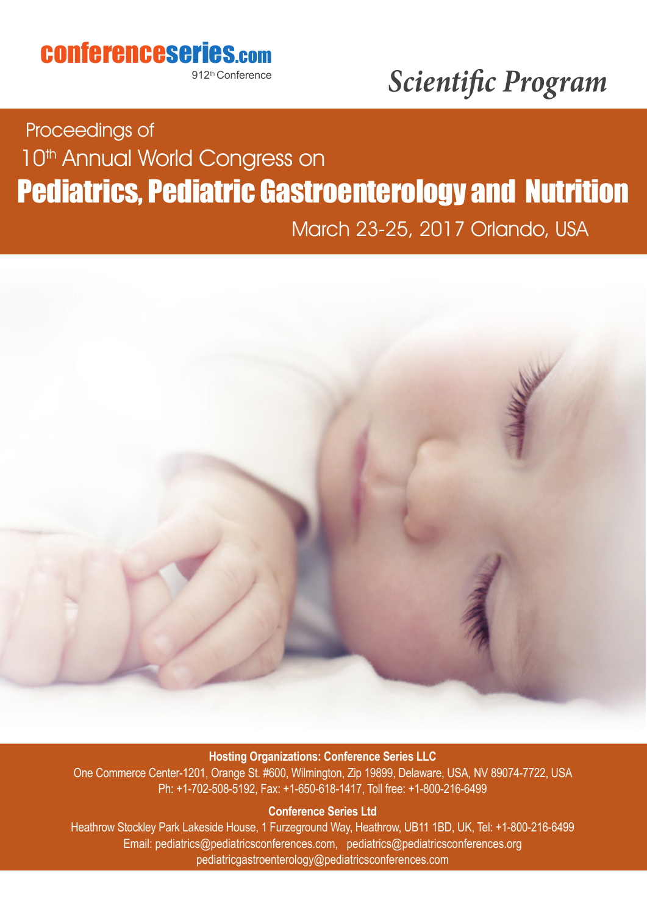conferenceseries.com

912th Conference

*Scientific Program*

Proceedings of

10th Annual World Congress on

# Pediatrics, Pediatric Gastroenterology and Nutrition

March 23-25, 2017 Orlando, USA

**Hosting Organizations: Conference Series LLC**

One Commerce Center-1201, Orange St. #600, Wilmington, Zip 19899, Delaware, USA, NV 89074-7722, USA

Ph: +1-702-508-5192, Fax: +1-650-618-1417, Toll free: +1-800-216-6499

**Conference Series Ltd**

Heathrow Stockley Park Lakeside House, 1 Furzeground Way, Heathrow, UB11 1BD, UK, Tel: +1-800-216-6499

Email: pediatrics@pediatricsconferences.com, pediatrics@pediatricsconferences.org

pediatricgastroenterology@pediatricsconferences.com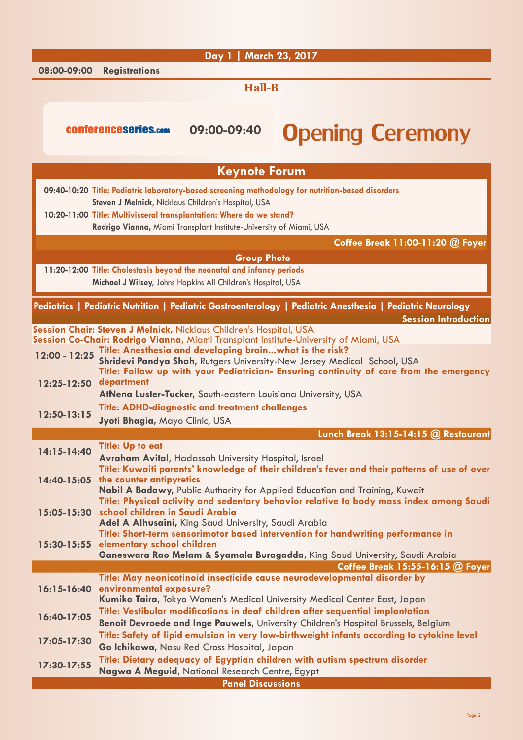## Day 1 | March 23, 2017

**08:00-09:00 Registrations**

### Hall-B

conferenceseries.com **09:00-09:40** **Opening Ceremony**

## Keynote Forum

**09:40-10:20** **Title: Pediatric laboratory-based screening methodology for nutrition-based disorders**
**Steven J Melnick**, Nicklaus Children's Hospital, USA

**10:20-11:00** **Title: Multivisceral transplantation: Where do we stand?**
**Rodrigo Vianna**, Miami Transplant Institute-University of Miami, USA

**Coffee Break 11:00-11:20 @ Foyer**

**Group Photo**

**11:20-12:00** **Title: Cholestasis beyond the neonatal and infancy periods**
**Michael J Wilsey**, Johns Hopkins All Children's Hospital, USA

## Pediatrics | Pediatric Nutrition | Pediatric Gastroenterology | Pediatric Anesthesia | Pediatric Neurology

**Session Introduction**

**Session Chair: Steven J Melnick**, Nicklaus Children's Hospital, USA
**Session Co-Chair: Rodrigo Vianna**, Miami Transplant Institute-University of Miami, USA

**12:00 - 12:25** **Title: Anesthesia and developing brain...what is the risk?**
**Shridevi Pandya Shah**, Rutgers University-New Jersey Medical School, USA

**12:25-12:50** **Title: Follow up with your Pediatrician- Ensuring continuity of care from the emergency department**
**AtNena Luster-Tucker**, South-eastern Louisiana University, USA

**12:50-13:15** **Title: ADHD-diagnostic and treatment challenges**
**Jyoti Bhagia**, Mayo Clinic, USA

**Lunch Break 13:15-14:15 @ Restaurant**

**14:15-14:40** **Title: Up to eat**
**Avraham Avital**, Hadassah University Hospital, Israel

**14:40-15:05** **Title: Kuwaiti parents' knowledge of their children's fever and their patterns of use of over the counter antipyretics**
**Nabil A Badawy**, Public Authority for Applied Education and Training, Kuwait

**15:05-15:30** **Title: Physical activity and sedentary behavior relative to body mass index among Saudi school children in Saudi Arabia**
**Adel A Alhusaini**, King Saud University, Saudi Arabia

**15:30-15:55** **Title: Short-term sensorimotor based intervention for handwriting performance in elementary school children**
**Ganeswara Rao Melam & Syamala Buragadda**, King Saud University, Saudi Arabia

**Coffee Break 15:55-16:15 @ Foyer**

**16:15-16:40** **Title: May neonicotinoid insecticide cause neurodevelopmental disorder by environmental exposure?**
**Kumiko Taira**, Tokyo Women's Medical University Medical Center East, Japan

**16:40-17:05** **Title: Vestibular modifications in deaf children after sequential implantation**
**Benoit Devroede and Inge Pauwels**, University Children's Hospital Brussels, Belgium

**17:05-17:30** **Title: Safety of lipid emulsion in very low-birthweight infants according to cytokine level**
**Go Ichikawa**, Nasu Red Cross Hospital, Japan

**17:30-17:55** **Title: Dietary adequacy of Egyptian children with autism spectrum disorder**
**Nagwa A Meguid**, National Research Centre, Egypt

**Panel Discussions**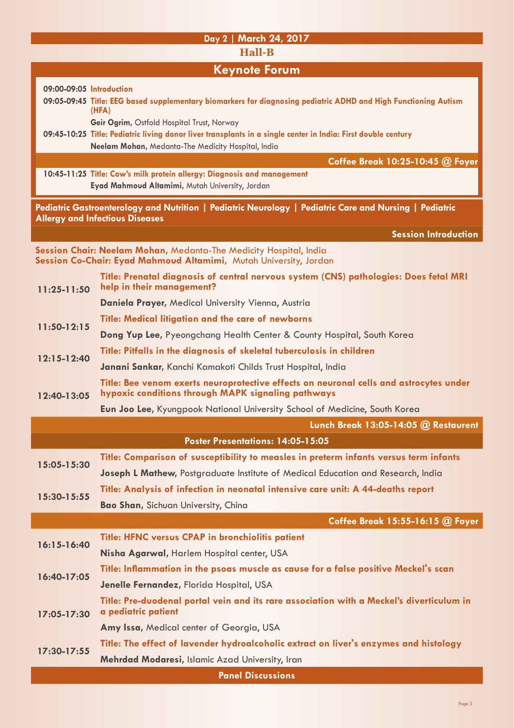## Day 2 | March 24, 2017

### Hall-B

## Keynote Forum

**09:00-09:05** **Introduction**

**09:05-09:45** **Title: EEG based supplementary biomarkers for diagnosing pediatric ADHD and High Functioning Autism (HFA)**

**Geir Ogrim**, Ostfold Hospital Trust, Norway

**09:45-10:25** **Title: Pediatric living donor liver transplants in a single center in India: First double century**

**Neelam Mohan**, Medanta-The Medicity Hospital, India

**Coffee Break 10:25-10:45 @ Foyer**

**10:45-11:25** **Title: Cow's milk protein allergy: Diagnosis and management**

**Eyad Mahmoud Altamimi**, Mutah University, Jordan

## Pediatric Gastroenterology and Nutrition | Pediatric Neurology | Pediatric Care and Nursing | Pediatric Allergy and Infectious Diseases

**Session Introduction**

**Session Chair: Neelam Mohan**, Medanta-The Medicity Hospital, India
**Session Co-Chair: Eyad Mahmoud Altamimi**, Mutah University, Jordan

**11:25-11:50** **Title: Prenatal diagnosis of central nervous system (CNS) pathologies: Does fetal MRI help in their management?**

**Daniela Prayer**, Medical University Vienna, Austria

**11:50-12:15** **Title: Medical litigation and the care of newborns**

**Dong Yup Lee**, Pyeongchang Health Center & County Hospital, South Korea

**12:15-12:40** **Title: Pitfalls in the diagnosis of skeletal tuberculosis in children**

**Janani Sankar**, Kanchi Kamakoti Childs Trust Hospital, India

**12:40-13:05** **Title: Bee venom exerts neuroprotective effects on neuronal cells and astrocytes under hypoxic conditions through MAPK signaling pathways**

**Eun Joo Lee**, Kyungpook National University School of Medicine, South Korea

**Lunch Break 13:05-14:05 @ Restaurent**

**Poster Presentations: 14:05-15:05**

**15:05-15:30** **Title: Comparison of susceptibility to measles in preterm infants versus term infants**

**Joseph L Mathew**, Postgraduate Institute of Medical Education and Research, India

**15:30-15:55** **Title: Analysis of infection in neonatal intensive care unit: A 44-deaths report**

**Bao Shan**, Sichuan University, China

**Coffee Break 15:55-16:15 @ Foyer**

**16:15-16:40** **Title: HFNC versus CPAP in bronchiolitis patient**

**Nisha Agarwal**, Harlem Hospital center, USA

**16:40-17:05** **Title: Inflammation in the psoas muscle as cause for a false positive Meckel's scan**

**Jenelle Fernandez**, Florida Hospital, USA

**17:05-17:30** **Title: Pre-duodenal portal vein and its rare association with a Meckel's diverticulum in a pediatric patient**

**Amy Issa**, Medical center of Georgia, USA

**17:30-17:55** **Title: The effect of lavender hydroalcoholic extract on liver's enzymes and histology**

**Mehrdad Modaresi**, Islamic Azad University, Iran

**Panel Discussions**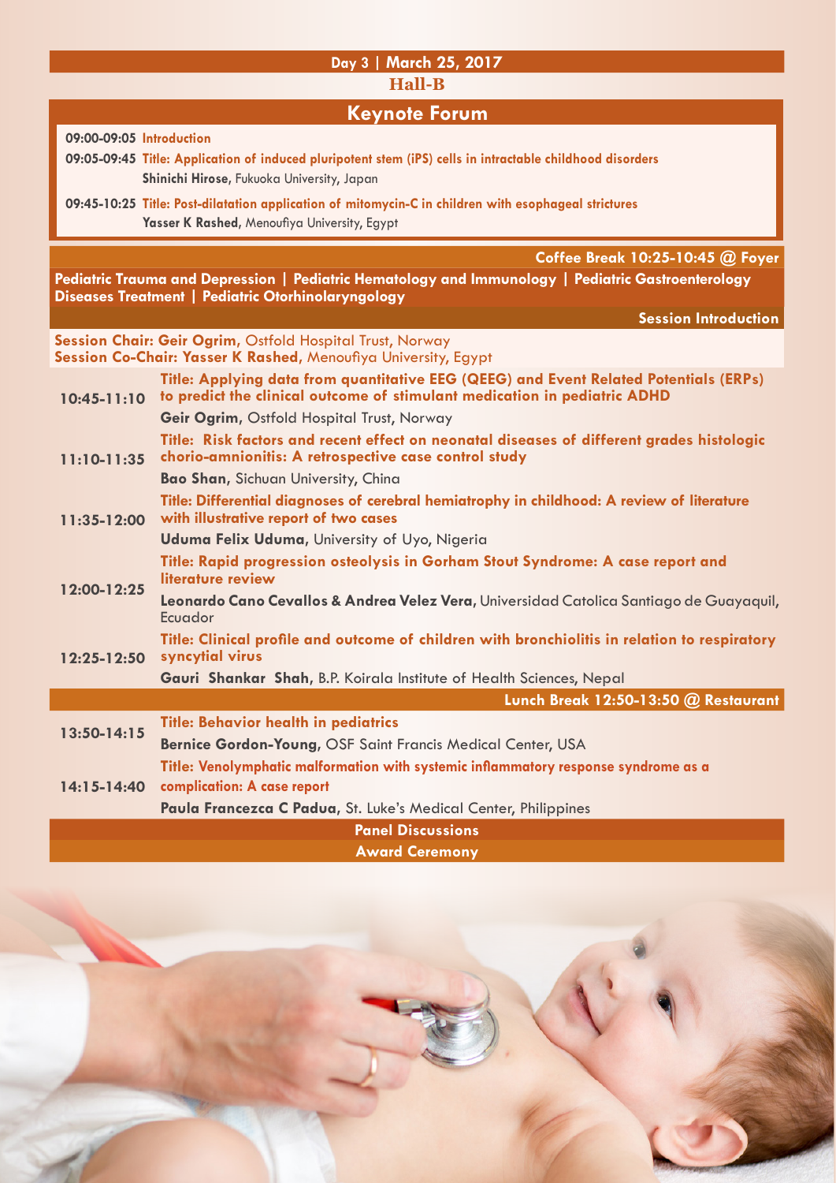## Day 3 | March 25, 2017

### Hall-B

## Keynote Forum

**09:00-09:05** **Introduction**

**09:05-09:45** **Title: Application of induced pluripotent stem (iPS) cells in intractable childhood disorders**
**Shinichi Hirose**, Fukuoka University, Japan

**09:45-10:25** **Title: Post-dilatation application of mitomycin-C in children with esophageal strictures**
**Yasser K Rashed**, Menoufiya University, Egypt

**Coffee Break 10:25-10:45 @ Foyer**

**Pediatric Trauma and Depression | Pediatric Hematology and Immunology | Pediatric Gastroenterology Diseases Treatment | Pediatric Otorhinolaryngology**

**Session Introduction**

**Session Chair: Geir Ogrim**, Ostfold Hospital Trust, Norway
**Session Co-Chair: Yasser K Rashed**, Menoufiya University, Egypt

**10:45-11:10** **Title: Applying data from quantitative EEG (QEEG) and Event Related Potentials (ERPs) to predict the clinical outcome of stimulant medication in pediatric ADHD**
**Geir Ogrim**, Ostfold Hospital Trust, Norway

**11:10-11:35** **Title: Risk factors and recent effect on neonatal diseases of different grades histologic chorio-amnionitis: A retrospective case control study**
**Bao Shan**, Sichuan University, China

**11:35-12:00** **Title: Differential diagnoses of cerebral hemiatrophy in childhood: A review of literature with illustrative report of two cases**
**Uduma Felix Uduma**, University of Uyo, Nigeria

**12:00-12:25** **Title: Rapid progression osteolysis in Gorham Stout Syndrome: A case report and literature review**
**Leonardo Cano Cevallos & Andrea Velez Vera**, Universidad Catolica Santiago de Guayaquil, Ecuador

**12:25-12:50** **Title: Clinical profile and outcome of children with bronchiolitis in relation to respiratory syncytial virus**
**Gauri Shankar Shah**, B.P. Koirala Institute of Health Sciences, Nepal

**Lunch Break 12:50-13:50 @ Restaurant**

**13:50-14:15** **Title: Behavior health in pediatrics**
**Bernice Gordon-Young**, OSF Saint Francis Medical Center, USA

**14:15-14:40** **Title: Venolymphatic malformation with systemic inflammatory response syndrome as a complication: A case report**
**Paula Francezca C Padua**, St. Luke's Medical Center, Philippines

**Panel Discussions**

**Award Ceremony**